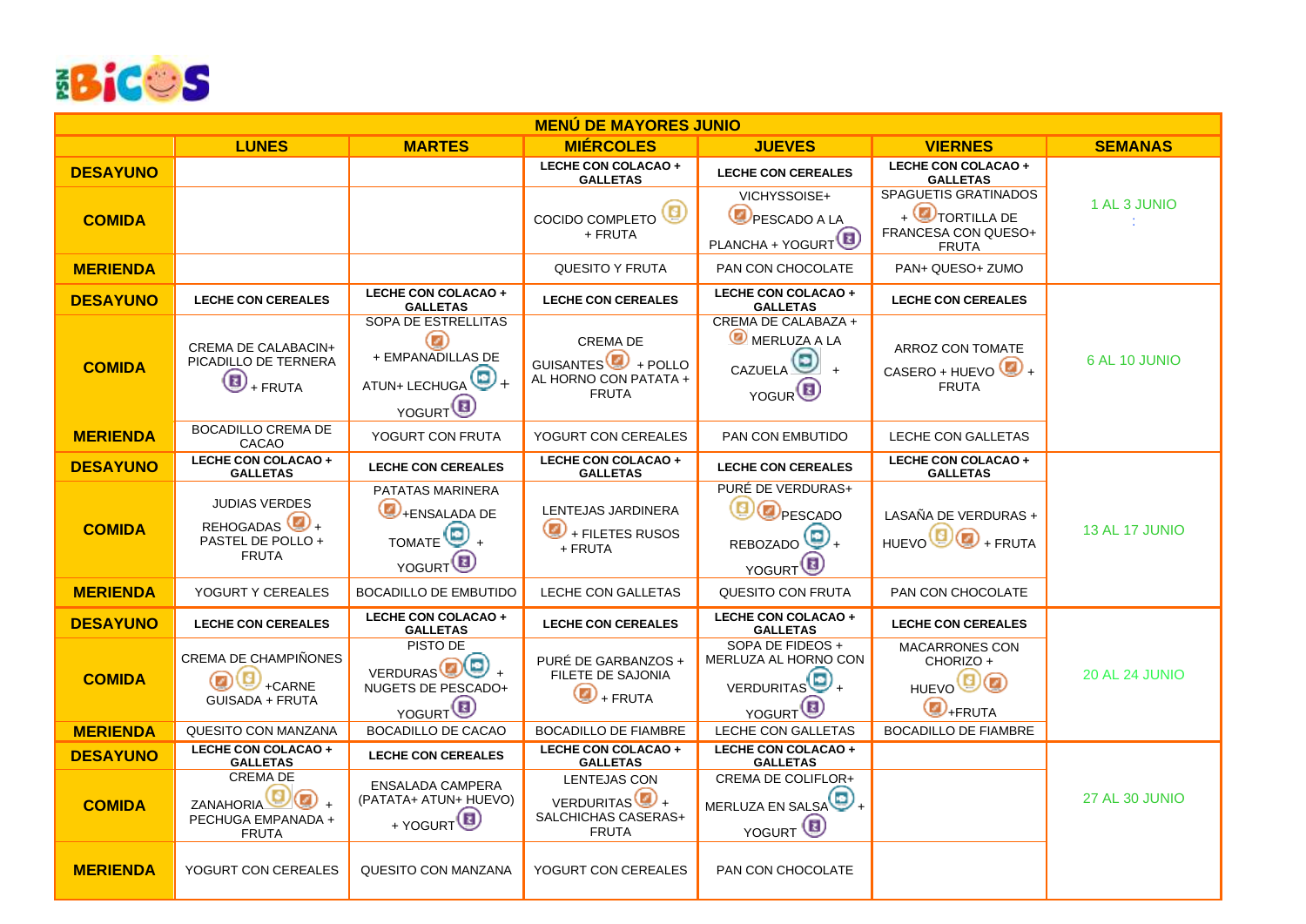BiCOS

| MENÚ DE MAYORES JUNIO | | | | | | |
|---|---|---|---|---|---|---|
| | LUNES | MARTES | MIÉRCOLES | JUEVES | VIERNES | SEMANAS |
| DESAYUNO | | | LECHE CON COLACAO + GALLETAS | LECHE CON CEREALES | LECHE CON COLACAO + GALLETAS | 1 AL 3 JUNIO |
| COMIDA | | | COCIDO COMPLETO + FRUTA | VICHYSSOISE+ PESCADO A LA PLANCHA + YOGURT | SPAGUETIS GRATINADOS + TORTILLA DE FRANCESA CON QUESO+ FRUTA | |
| MERIENDA | | | QUESITO Y FRUTA | PAN CON CHOCOLATE | PAN+ QUESO+ ZUMO | |
| DESAYUNO | LECHE CON CEREALES | LECHE CON COLACAO + GALLETAS | LECHE CON CEREALES | LECHE CON COLACAO + GALLETAS | LECHE CON CEREALES | 6 AL 10 JUNIO |
| COMIDA | CREMA DE CALABACIN+ PICADILLO DE TERNERA + FRUTA | SOPA DE ESTRELLITAS + EMPANADILLAS DE ATUN+ LECHUGA + YOGURT | CREMA DE GUISANTES + POLLO AL HORNO CON PATATA + FRUTA | CREMA DE CALABAZA + MERLUZA A LA CAZUELA + YOGUR | ARROZ CON TOMATE CASERO + HUEVO + FRUTA | |
| MERIENDA | BOCADILLO CREMA DE CACAO | YOGURT CON FRUTA | YOGURT CON CEREALES | PAN CON EMBUTIDO | LECHE CON GALLETAS | |
| DESAYUNO | LECHE CON COLACAO + GALLETAS | LECHE CON CEREALES | LECHE CON COLACAO + GALLETAS | LECHE CON CEREALES | LECHE CON COLACAO + GALLETAS | 13 AL 17 JUNIO |
| COMIDA | JUDIAS VERDES REHOGADAS + PASTEL DE POLLO + FRUTA | PATATAS MARINERA +ENSALADA DE TOMATE + YOGURT | LENTEJAS JARDINERA + FILETES RUSOS + FRUTA | PURÉ DE VERDURAS+ PESCADO REBOZADO + YOGURT | LASAÑA DE VERDURAS + HUEVO + FRUTA | |
| MERIENDA | YOGURT Y CEREALES | BOCADILLO DE EMBUTIDO | LECHE CON GALLETAS | QUESITO CON FRUTA | PAN CON CHOCOLATE | |
| DESAYUNO | LECHE CON CEREALES | LECHE CON COLACAO + GALLETAS | LECHE CON CEREALES | LECHE CON COLACAO + GALLETAS | LECHE CON CEREALES | 20 AL 24 JUNIO |
| COMIDA | CREMA DE CHAMPIÑONES +CARNE GUISADA + FRUTA | PISTO DE VERDURAS + NUGETS DE PESCADO+ YOGURT | PURÉ DE GARBANZOS + FILETE DE SAJONIA + FRUTA | SOPA DE FIDEOS + MERLUZA AL HORNO CON VERDURITAS + YOGURT | MACARRONES CON CHORIZO + HUEVO +FRUTA | |
| MERIENDA | QUESITO CON MANZANA | BOCADILLO DE CACAO | BOCADILLO DE FIAMBRE | LECHE CON GALLETAS | BOCADILLO DE FIAMBRE | |
| DESAYUNO | LECHE CON COLACAO + GALLETAS | LECHE CON CEREALES | LECHE CON COLACAO + GALLETAS | LECHE CON COLACAO + GALLETAS | | 27 AL 30 JUNIO |
| COMIDA | CREMA DE ZANAHORIA + PECHUGA EMPANADA + FRUTA | ENSALADA CAMPERA (PATATA+ ATUN+ HUEVO) + YOGURT | LENTEJAS CON VERDURITAS + SALCHICHAS CASERAS+ FRUTA | CREMA DE COLIFLOR+ MERLUZA EN SALSA + YOGURT | | |
| MERIENDA | YOGURT CON CEREALES | QUESITO CON MANZANA | YOGURT CON CEREALES | PAN CON CHOCOLATE | | |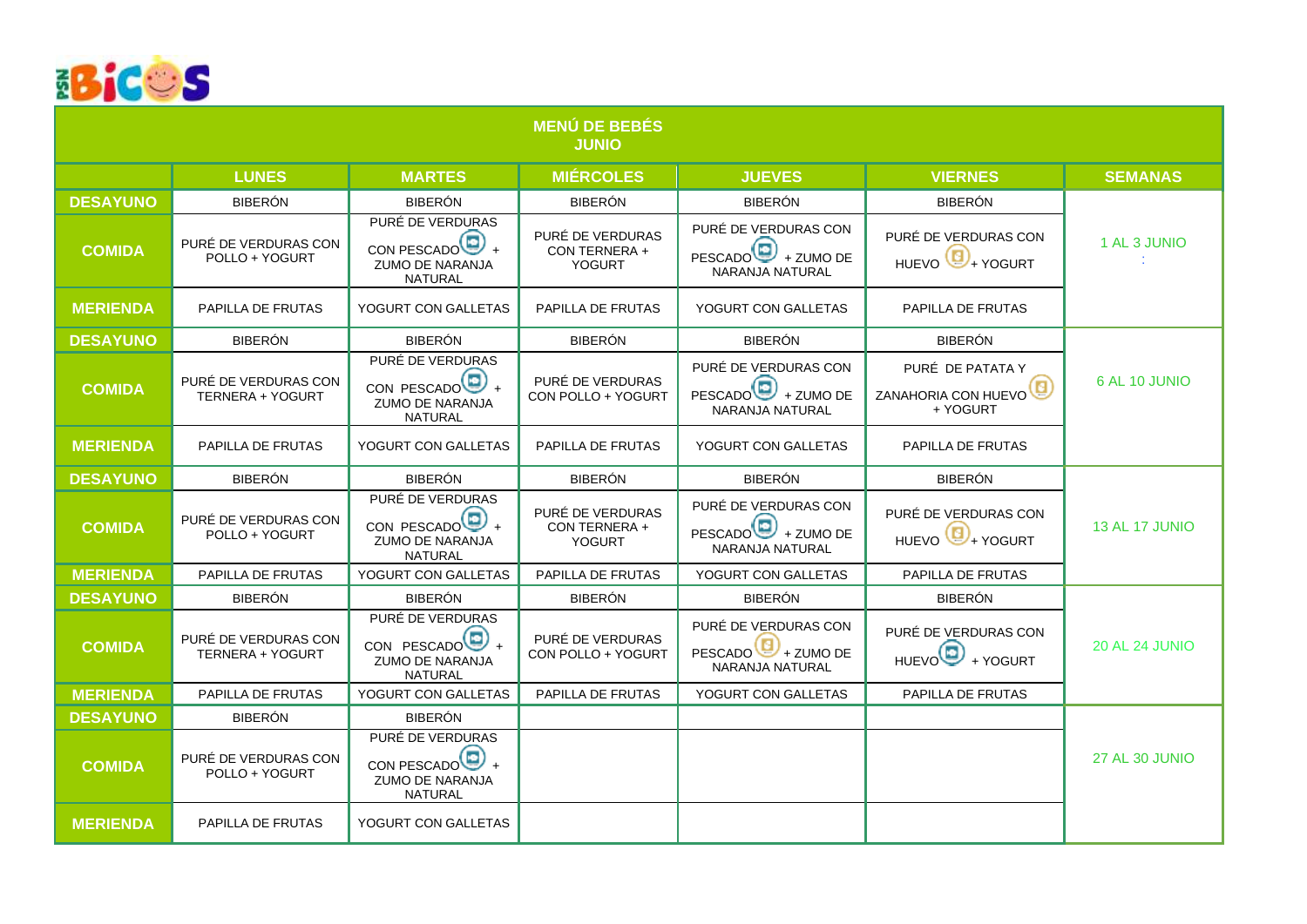# MENÚ DE BEBÉS
## JUNIO

| | LUNES | MARTES | MIÉRCOLES | JUEVES | VIERNES | SEMANAS |
|---|---|---|---|---|---|---|
| DESAYUNO | BIBERÓN | BIBERÓN | BIBERÓN | BIBERÓN | BIBERÓN | 1 AL 3 JUNIO |
| COMIDA | PURÉ DE VERDURAS CON POLLO + YOGURT | PURÉ DE VERDURAS CON PESCADO + ZUMO DE NARANJA NATURAL | PURÉ DE VERDURAS CON TERNERA + YOGURT | PURÉ DE VERDURAS CON PESCADO + ZUMO DE NARANJA NATURAL | PURÉ DE VERDURAS CON HUEVO + YOGURT | |
| MERIENDA | PAPILLA DE FRUTAS | YOGURT CON GALLETAS | PAPILLA DE FRUTAS | YOGURT CON GALLETAS | PAPILLA DE FRUTAS | |
| DESAYUNO | BIBERÓN | BIBERÓN | BIBERÓN | BIBERÓN | BIBERÓN | 6 AL 10 JUNIO |
| COMIDA | PURÉ DE VERDURAS CON TERNERA + YOGURT | PURÉ DE VERDURAS CON PESCADO + ZUMO DE NARANJA NATURAL | PURÉ DE VERDURAS CON POLLO + YOGURT | PURÉ DE VERDURAS CON PESCADO + ZUMO DE NARANJA NATURAL | PURÉ DE PATATA Y ZANAHORIA CON HUEVO + YOGURT | |
| MERIENDA | PAPILLA DE FRUTAS | YOGURT CON GALLETAS | PAPILLA DE FRUTAS | YOGURT CON GALLETAS | PAPILLA DE FRUTAS | |
| DESAYUNO | BIBERÓN | BIBERÓN | BIBERÓN | BIBERÓN | BIBERÓN | 13 AL 17 JUNIO |
| COMIDA | PURÉ DE VERDURAS CON POLLO + YOGURT | PURÉ DE VERDURAS CON PESCADO + ZUMO DE NARANJA NATURAL | PURÉ DE VERDURAS CON TERNERA + YOGURT | PURÉ DE VERDURAS CON PESCADO + ZUMO DE NARANJA NATURAL | PURÉ DE VERDURAS CON HUEVO + YOGURT | |
| MERIENDA | PAPILLA DE FRUTAS | YOGURT CON GALLETAS | PAPILLA DE FRUTAS | YOGURT CON GALLETAS | PAPILLA DE FRUTAS | |
| DESAYUNO | BIBERÓN | BIBERÓN | BIBERÓN | BIBERÓN | BIBERÓN | 20 AL 24 JUNIO |
| COMIDA | PURÉ DE VERDURAS CON TERNERA + YOGURT | PURÉ DE VERDURAS CON PESCADO + ZUMO DE NARANJA NATURAL | PURÉ DE VERDURAS CON POLLO + YOGURT | PURÉ DE VERDURAS CON PESCADO + ZUMO DE NARANJA NATURAL | PURÉ DE VERDURAS CON HUEVO + YOGURT | |
| MERIENDA | PAPILLA DE FRUTAS | YOGURT CON GALLETAS | PAPILLA DE FRUTAS | YOGURT CON GALLETAS | PAPILLA DE FRUTAS | |
| DESAYUNO | BIBERÓN | BIBERÓN | | | | 27 AL 30 JUNIO |
| COMIDA | PURÉ DE VERDURAS CON POLLO + YOGURT | PURÉ DE VERDURAS CON PESCADO + ZUMO DE NARANJA NATURAL | | | | |
| MERIENDA | PAPILLA DE FRUTAS | YOGURT CON GALLETAS | | | | |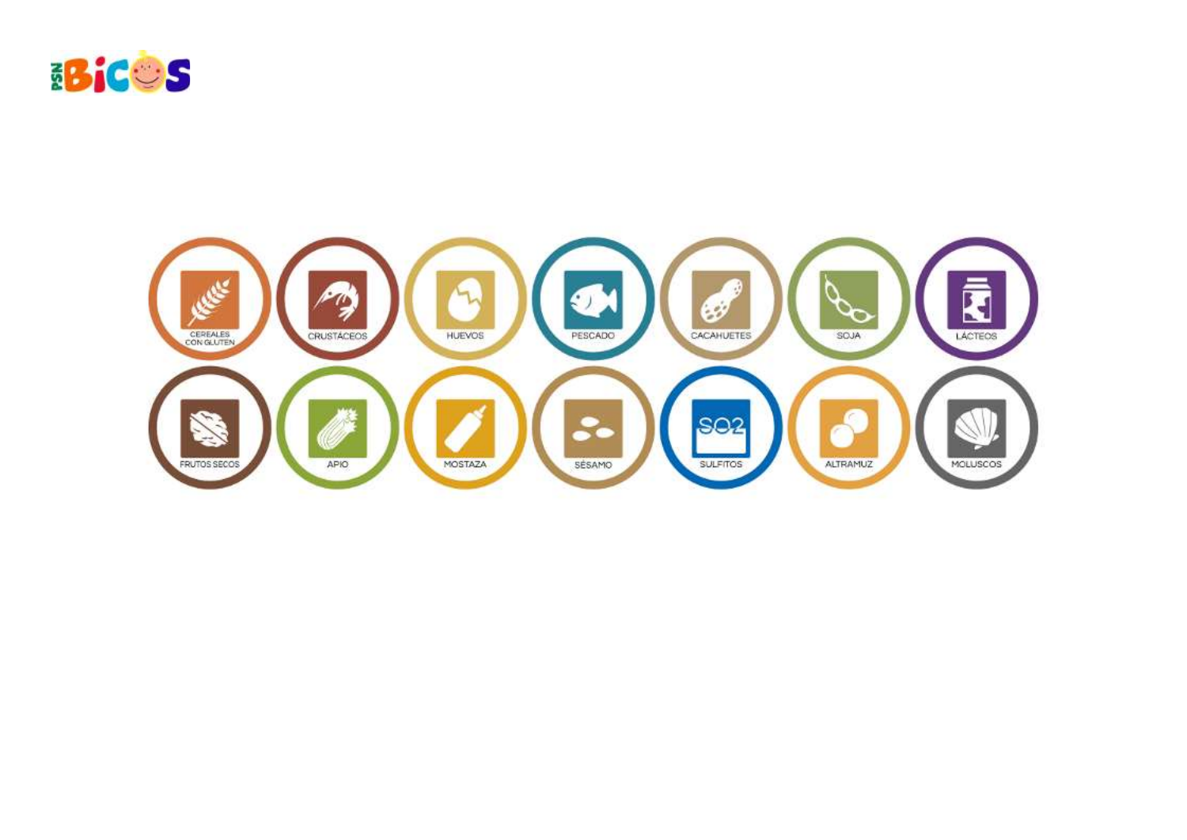CEREALES CON GLUTEN
CRUSTÁCEOS
HUEVOS
PESCADO
CACAHUETES
SOJA
LÁCTEOS

FRUTOS SECOS
APIO
MOSTAZA
SÉSAMO
SO2
SULFITOS
ALTRAMUZ
MOLUSCOS